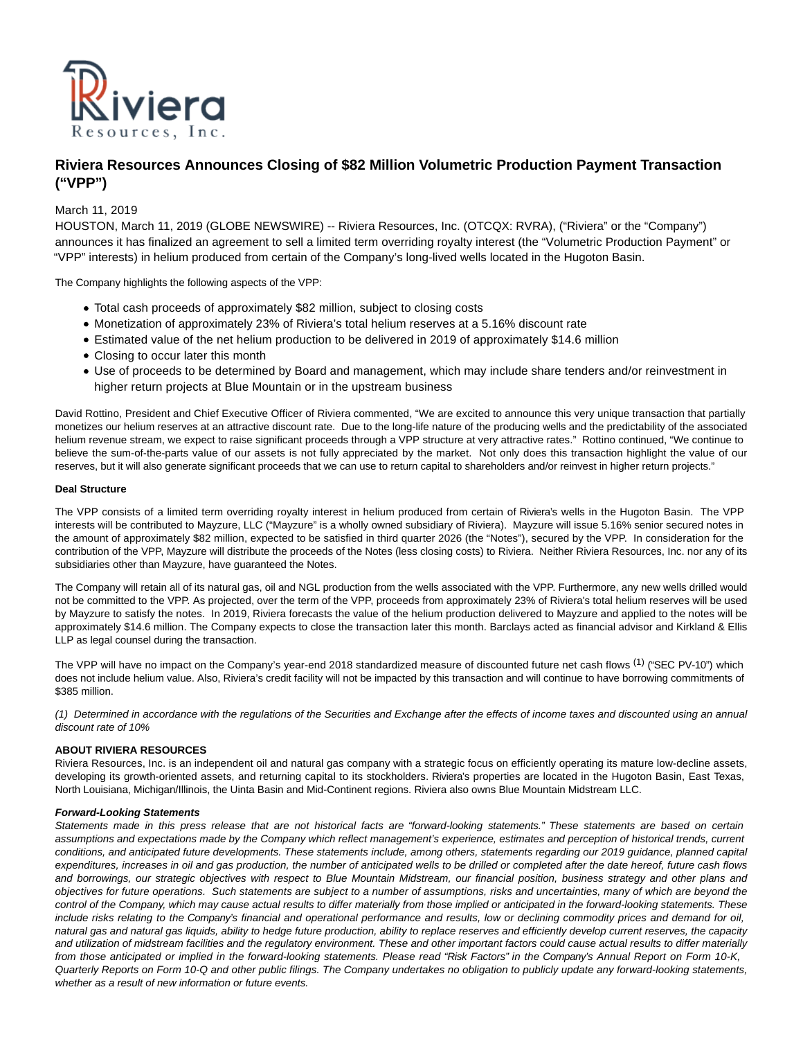Riviera Resources, Inc.

# Riviera Resources Announces Closing of $82 Million Volumetric Production Payment Transaction ("VPP")

March 11, 2019

HOUSTON, March 11, 2019 (GLOBE NEWSWIRE) -- Riviera Resources, Inc. (OTCQX: RVRA), ("Riviera" or the "Company") announces it has finalized an agreement to sell a limited term overriding royalty interest (the "Volumetric Production Payment" or "VPP" interests) in helium produced from certain of the Company's long-lived wells located in the Hugoton Basin.

The Company highlights the following aspects of the VPP:

- Total cash proceeds of approximately $82 million, subject to closing costs
- Monetization of approximately 23% of Riviera's total helium reserves at a 5.16% discount rate
- Estimated value of the net helium production to be delivered in 2019 of approximately $14.6 million
- Closing to occur later this month
- Use of proceeds to be determined by Board and management, which may include share tenders and/or reinvestment in higher return projects at Blue Mountain or in the upstream business

David Rottino, President and Chief Executive Officer of Riviera commented, "We are excited to announce this very unique transaction that partially monetizes our helium reserves at an attractive discount rate. Due to the long-life nature of the producing wells and the predictability of the associated helium revenue stream, we expect to raise significant proceeds through a VPP structure at very attractive rates." Rottino continued, "We continue to believe the sum-of-the-parts value of our assets is not fully appreciated by the market. Not only does this transaction highlight the value of our reserves, but it will also generate significant proceeds that we can use to return capital to shareholders and/or reinvest in higher return projects."

**Deal Structure**

The VPP consists of a limited term overriding royalty interest in helium produced from certain of Riviera's wells in the Hugoton Basin. The VPP interests will be contributed to Mayzure, LLC ("Mayzure" is a wholly owned subsidiary of Riviera). Mayzure will issue 5.16% senior secured notes in the amount of approximately $82 million, expected to be satisfied in third quarter 2026 (the "Notes"), secured by the VPP. In consideration for the contribution of the VPP, Mayzure will distribute the proceeds of the Notes (less closing costs) to Riviera. Neither Riviera Resources, Inc. nor any of its subsidiaries other than Mayzure, have guaranteed the Notes.

The Company will retain all of its natural gas, oil and NGL production from the wells associated with the VPP. Furthermore, any new wells drilled would not be committed to the VPP. As projected, over the term of the VPP, proceeds from approximately 23% of Riviera's total helium reserves will be used by Mayzure to satisfy the notes. In 2019, Riviera forecasts the value of the helium production delivered to Mayzure and applied to the notes will be approximately $14.6 million. The Company expects to close the transaction later this month. Barclays acted as financial advisor and Kirkland & Ellis LLP as legal counsel during the transaction.

The VPP will have no impact on the Company's year-end 2018 standardized measure of discounted future net cash flows [1] ("SEC PV-10") which does not include helium value. Also, Riviera's credit facility will not be impacted by this transaction and will continue to have borrowing commitments of $385 million.

*(1) Determined in accordance with the regulations of the Securities and Exchange after the effects of income taxes and discounted using an annual discount rate of 10%*

**ABOUT RIVIERA RESOURCES**

Riviera Resources, Inc. is an independent oil and natural gas company with a strategic focus on efficiently operating its mature low-decline assets, developing its growth-oriented assets, and returning capital to its stockholders. Riviera's properties are located in the Hugoton Basin, East Texas, North Louisiana, Michigan/Illinois, the Uinta Basin and Mid-Continent regions. Riviera also owns Blue Mountain Midstream LLC.

***Forward-Looking Statements***

*Statements made in this press release that are not historical facts are "forward-looking statements." These statements are based on certain assumptions and expectations made by the Company which reflect management's experience, estimates and perception of historical trends, current conditions, and anticipated future developments. These statements include, among others, statements regarding our 2019 guidance, planned capital expenditures, increases in oil and gas production, the number of anticipated wells to be drilled or completed after the date hereof, future cash flows and borrowings, our strategic objectives with respect to Blue Mountain Midstream, our financial position, business strategy and other plans and objectives for future operations. Such statements are subject to a number of assumptions, risks and uncertainties, many of which are beyond the control of the Company, which may cause actual results to differ materially from those implied or anticipated in the forward-looking statements. These include risks relating to the Company's financial and operational performance and results, low or declining commodity prices and demand for oil, natural gas and natural gas liquids, ability to hedge future production, ability to replace reserves and efficiently develop current reserves, the capacity and utilization of midstream facilities and the regulatory environment. These and other important factors could cause actual results to differ materially from those anticipated or implied in the forward-looking statements. Please read "Risk Factors" in the Company's Annual Report on Form 10-K, Quarterly Reports on Form 10-Q and other public filings. The Company undertakes no obligation to publicly update any forward-looking statements, whether as a result of new information or future events.*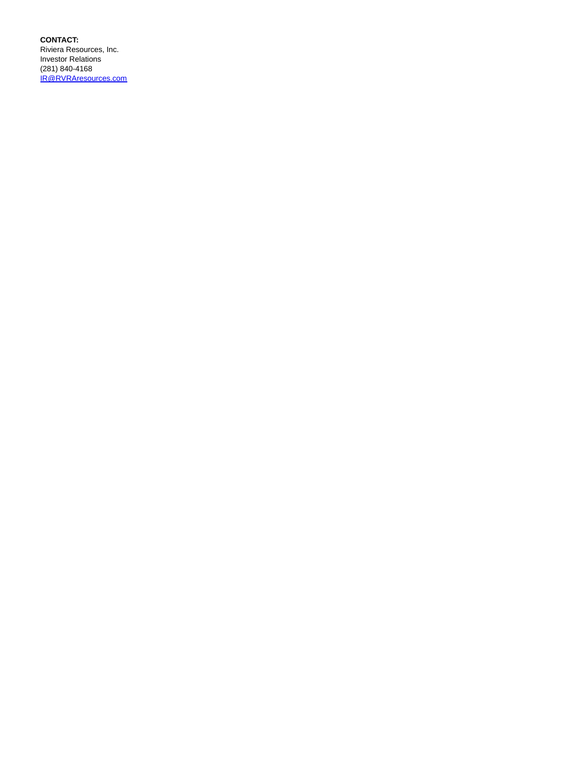**CONTACT:**
Riviera Resources, Inc.
Investor Relations
(281) 840-4168
IR@RVRAresources.com